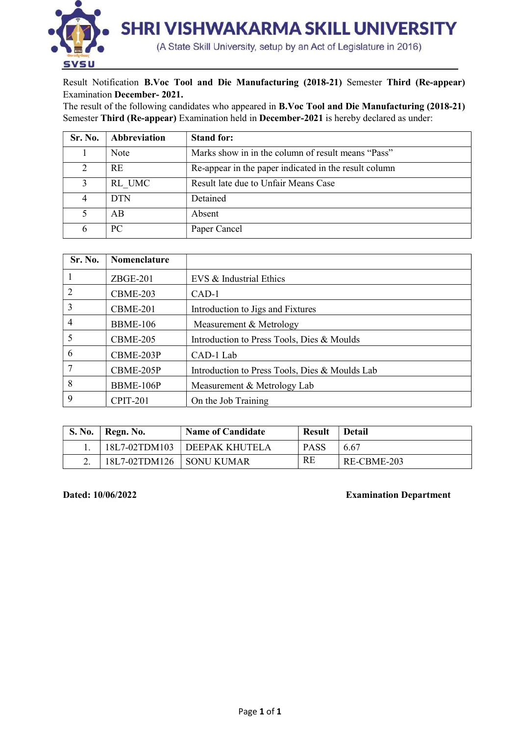# SHRI VISHWAKARMA SKILL UNIVERSITY

(A State Skill University, setup by an Act of Legislature in 2016)

Result Notification **B.Voc Tool and Die Manufacturing (2018-21)** Semester **Third (Re-appear)** Examination **December- 2021.**

The result of the following candidates who appeared in **B.Voc Tool and Die Manufacturing (2018-21)** Semester **Third (Re-appear)** Examination held in **December-2021** is hereby declared as under:

| Sr. No. | Abbreviation | Stand for: |
|---|---|---|
| 1 | Note | Marks show in in the column of result means "Pass" |
| 2 | RE | Re-appear in the paper indicated in the result column |
| 3 | RL_UMC | Result late due to Unfair Means Case |
| 4 | DTN | Detained |
| 5 | AB | Absent |
| 6 | PC | Paper Cancel |

| Sr. No. | Nomenclature | |
|---|---|---|
| 1 | ZBGE-201 | EVS & Industrial Ethics |
| 2 | CBME-203 | CAD-1 |
| 3 | CBME-201 | Introduction to Jigs and Fixtures |
| 4 | BBME-106 | Measurement & Metrology |
| 5 | CBME-205 | Introduction to Press Tools, Dies & Moulds |
| 6 | CBME-203P | CAD-1 Lab |
| 7 | CBME-205P | Introduction to Press Tools, Dies & Moulds Lab |
| 8 | BBME-106P | Measurement & Metrology Lab |
| 9 | CPIT-201 | On the Job Training |

| S. No. | Regn. No. | Name of Candidate | Result | Detail |
|---|---|---|---|---|
| 1. | 18L7-02TDM103 | DEEPAK KHUTELA | PASS | 6.67 |
| 2. | 18L7-02TDM126 | SONU KUMAR | RE | RE-CBME-203 |

**Dated: 10/06/2022** **Examination Department**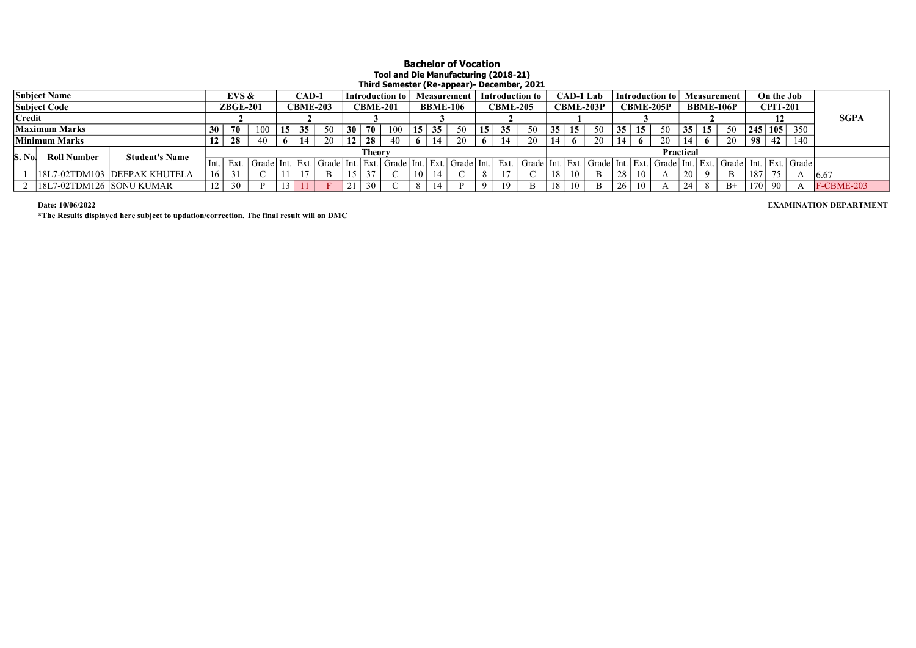# Bachelor of Vocation

### Tool and Die Manufacturing (2018-21)

### Third Semester (Re-appear)- December, 2021

| | | | | | | | | | | | | | | | | | | | | | | | | | | | | | | | |
|---|---|---|---|---|---|---|---|---|---|---|---|---|---|---|---|---|---|---|---|---|---|---|---|---|---|---|---|---|---|---|---|
| **Subject Name** | | | **EVS &** | | | **CAD-1** | | | **Introduction to** | | | **Measurement** | | | **Introduction to** | | | **CAD-1 Lab** | | | **Introduction to** | | | **Measurement** | | | **On the Job** | | | **SGPA** |
| **Subject Code** | | | **ZBGE-201** | | | **CBME-203** | | | **CBME-201** | | | **BBME-106** | | | **CBME-205** | | | **CBME-203P** | | | **CBME-205P** | | | **BBME-106P** | | | **CPIT-201** | | | |
| **Credit** | | | **2** | | | **2** | | | **3** | | | **3** | | | **2** | | | **1** | | | **3** | | | **2** | | | **12** | | | |
| **Maximum Marks** | | | **30** | **70** | 100 | **15** | **35** | 50 | **30** | **70** | 100 | **15** | **35** | 50 | **15** | **35** | 50 | **35** | **15** | 50 | **35** | **15** | 50 | **35** | **15** | 50 | **245** | **105** | 350 | |
| **Minimum Marks** | | | **12** | **28** | 40 | **6** | **14** | 20 | **12** | **28** | 40 | **6** | **14** | 20 | **6** | **14** | 20 | **14** | **6** | 20 | **14** | **6** | 20 | **14** | **6** | 20 | **98** | **42** | 140 | |
| **S. No.** | **Roll Number** | **Student's Name** | **Theory** | | | | | | | | | | | | | | | **Practical** | | | | | | | | | | | | |
| | | | Int. | Ext. | Grade | Int. | Ext. | Grade | Int. | Ext. | Grade | Int. | Ext. | Grade | Int. | Ext. | Grade | Int. | Ext. | Grade | Int. | Ext. | Grade | Int. | Ext. | Grade | Int. | Ext. | Grade | |
| 1 | 18L7-02TDM103 | DEEPAK KHUTELA | 16 | 31 | C | 11 | 17 | B | 15 | 37 | C | 10 | 14 | C | 8 | 17 | C | 18 | 10 | B | 28 | 10 | A | 20 | 9 | B | 187 | 75 | A | 6.67 |
| 2 | 18L7-02TDM126 | SONU KUMAR | 12 | 30 | P | 13 | 11 | F | 21 | 30 | C | 8 | 14 | P | 9 | 19 | B | 18 | 10 | B | 26 | 10 | A | 24 | 8 | B+ | 170 | 90 | A | F-CBME-203 |

**Date: 10/06/2022**

**EXAMINATION DEPARTMENT**

**\*The Results displayed here subject to updation/correction. The final result will on DMC**